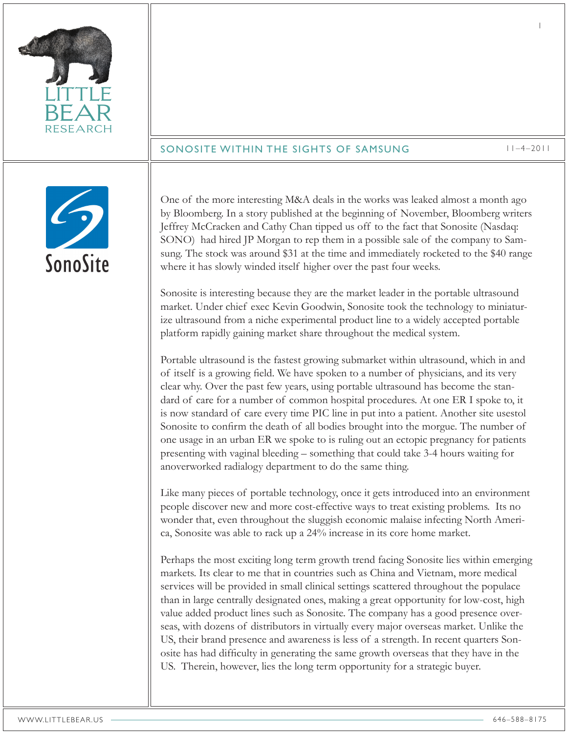LITTLE BEAR RESEARCH

# SONOSITE WITHIN THE SIGHTS OF SAMSUNG

11–4–2011

SonoSite

One of the more interesting M&A deals in the works was leaked almost a month ago by Bloomberg. In a story published at the beginning of November, Bloomberg writers Jeffrey McCracken and Cathy Chan tipped us off to the fact that Sonosite (Nasdaq: SONO) had hired JP Morgan to rep them in a possible sale of the company to Samsung. The stock was around $31 at the time and immediately rocketed to the $40 range where it has slowly winded itself higher over the past four weeks.

Sonosite is interesting because they are the market leader in the portable ultrasound market. Under chief exec Kevin Goodwin, Sonosite took the technology to miniaturize ultrasound from a niche experimental product line to a widely accepted portable platform rapidly gaining market share throughout the medical system.

Portable ultrasound is the fastest growing submarket within ultrasound, which in and of itself is a growing field. We have spoken to a number of physicians, and its very clear why. Over the past few years, using portable ultrasound has become the standard of care for a number of common hospital procedures. At one ER I spoke to, it is now standard of care every time PIC line in put into a patient. Another site usestol Sonosite to confirm the death of all bodies brought into the morgue. The number of one usage in an urban ER we spoke to is ruling out an ectopic pregnancy for patients presenting with vaginal bleeding – something that could take 3-4 hours waiting for anoverworked radialogy department to do the same thing.

Like many pieces of portable technology, once it gets introduced into an environment people discover new and more cost-effective ways to treat existing problems. Its no wonder that, even throughout the sluggish economic malaise infecting North America, Sonosite was able to rack up a 24% increase in its core home market.

Perhaps the most exciting long term growth trend facing Sonosite lies within emerging markets. Its clear to me that in countries such as China and Vietnam, more medical services will be provided in small clinical settings scattered throughout the populace than in large centrally designated ones, making a great opportunity for low-cost, high value added product lines such as Sonosite. The company has a good presence overseas, with dozens of distributors in virtually every major overseas market. Unlike the US, their brand presence and awareness is less of a strength. In recent quarters Sonosite has had difficulty in generating the same growth overseas that they have in the US. Therein, however, lies the long term opportunity for a strategic buyer.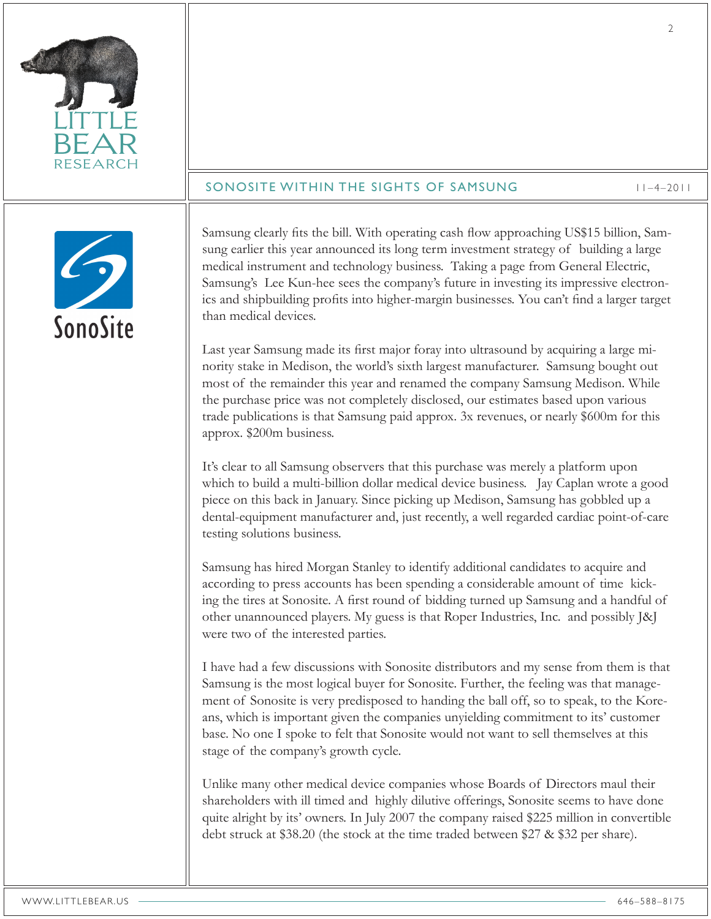Samsung clearly fits the bill. With operating cash flow approaching US$15 billion, Samsung earlier this year announced its long term investment strategy of building a large medical instrument and technology business. Taking a page from General Electric, Samsung's Lee Kun-hee sees the company's future in investing its impressive electronics and shipbuilding profits into higher-margin businesses. You can't find a larger target than medical devices.

Last year Samsung made its first major foray into ultrasound by acquiring a large minority stake in Medison, the world's sixth largest manufacturer. Samsung bought out most of the remainder this year and renamed the company Samsung Medison. While the purchase price was not completely disclosed, our estimates based upon various trade publications is that Samsung paid approx. 3x revenues, or nearly $600m for this approx. $200m business.

It's clear to all Samsung observers that this purchase was merely a platform upon which to build a multi-billion dollar medical device business. Jay Caplan wrote a good piece on this back in January. Since picking up Medison, Samsung has gobbled up a dental-equipment manufacturer and, just recently, a well regarded cardiac point-of-care testing solutions business.

Samsung has hired Morgan Stanley to identify additional candidates to acquire and according to press accounts has been spending a considerable amount of time kicking the tires at Sonosite. A first round of bidding turned up Samsung and a handful of other unannounced players. My guess is that Roper Industries, Inc. and possibly J&J were two of the interested parties.

I have had a few discussions with Sonosite distributors and my sense from them is that Samsung is the most logical buyer for Sonosite. Further, the feeling was that management of Sonosite is very predisposed to handing the ball off, so to speak, to the Koreans, which is important given the companies unyielding commitment to its' customer base. No one I spoke to felt that Sonosite would not want to sell themselves at this stage of the company's growth cycle.

Unlike many other medical device companies whose Boards of Directors maul their shareholders with ill timed and highly dilutive offerings, Sonosite seems to have done quite alright by its' owners. In July 2007 the company raised $225 million in convertible debt struck at $38.20 (the stock at the time traded between $27 & $32 per share).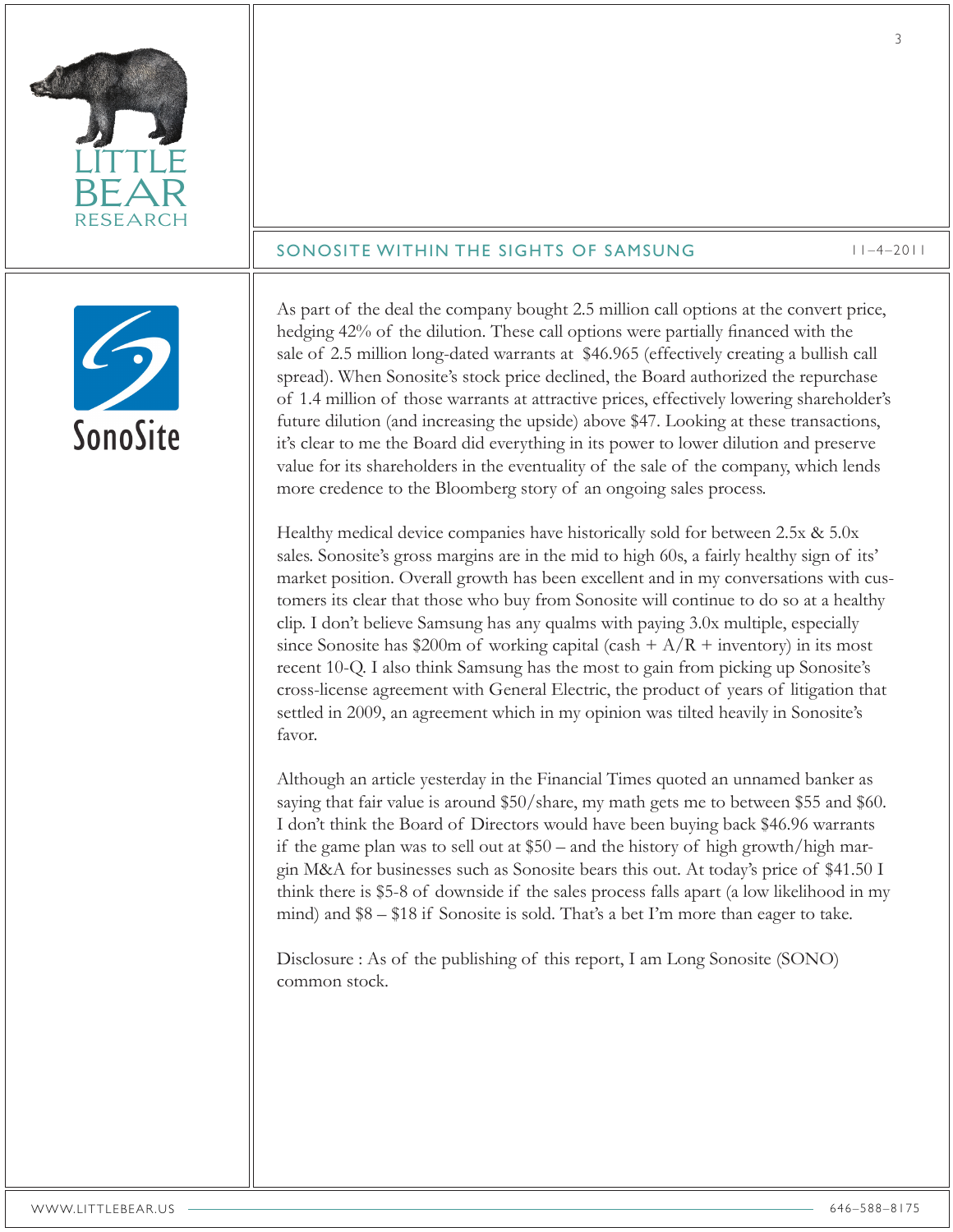As part of the deal the company bought 2.5 million call options at the convert price, hedging 42% of the dilution. These call options were partially financed with the sale of 2.5 million long-dated warrants at $46.965 (effectively creating a bullish call spread). When Sonosite's stock price declined, the Board authorized the repurchase of 1.4 million of those warrants at attractive prices, effectively lowering shareholder's future dilution (and increasing the upside) above $47. Looking at these transactions, it's clear to me the Board did everything in its power to lower dilution and preserve value for its shareholders in the eventuality of the sale of the company, which lends more credence to the Bloomberg story of an ongoing sales process.

Healthy medical device companies have historically sold for between 2.5x & 5.0x sales. Sonosite's gross margins are in the mid to high 60s, a fairly healthy sign of its' market position. Overall growth has been excellent and in my conversations with customers its clear that those who buy from Sonosite will continue to do so at a healthy clip. I don't believe Samsung has any qualms with paying 3.0x multiple, especially since Sonosite has $200m of working capital (cash + A/R + inventory) in its most recent 10-Q. I also think Samsung has the most to gain from picking up Sonosite's cross-license agreement with General Electric, the product of years of litigation that settled in 2009, an agreement which in my opinion was tilted heavily in Sonosite's favor.

Although an article yesterday in the Financial Times quoted an unnamed banker as saying that fair value is around $50/share, my math gets me to between $55 and $60. I don't think the Board of Directors would have been buying back $46.96 warrants if the game plan was to sell out at $50 – and the history of high growth/high margin M&A for businesses such as Sonosite bears this out. At today's price of $41.50 I think there is $5-8 of downside if the sales process falls apart (a low likelihood in my mind) and $8 – $18 if Sonosite is sold. That's a bet I'm more than eager to take.

Disclosure : As of the publishing of this report, I am Long Sonosite (SONO) common stock.